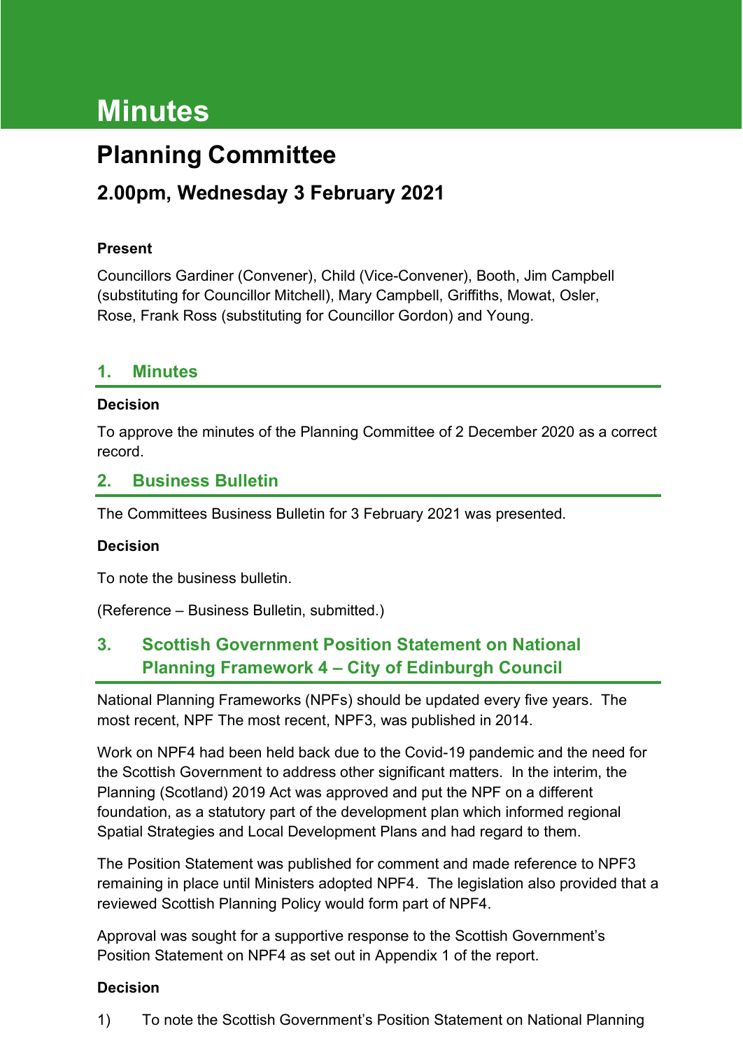# Minutes

## Planning Committee

### 2.00pm, Wednesday 3 February 2021

**Present**

Councillors Gardiner (Convener), Child (Vice-Convener), Booth, Jim Campbell (substituting for Councillor Mitchell), Mary Campbell, Griffiths, Mowat, Osler, Rose, Frank Ross (substituting for Councillor Gordon) and Young.

## 1. Minutes

**Decision**

To approve the minutes of the Planning Committee of 2 December 2020 as a correct record.

## 2. Business Bulletin

The Committees Business Bulletin for 3 February 2021 was presented.

**Decision**

To note the business bulletin.

(Reference – Business Bulletin, submitted.)

## 3. Scottish Government Position Statement on National Planning Framework 4 – City of Edinburgh Council

National Planning Frameworks (NPFs) should be updated every five years. The most recent, NPF The most recent, NPF3, was published in 2014.

Work on NPF4 had been held back due to the Covid-19 pandemic and the need for the Scottish Government to address other significant matters. In the interim, the Planning (Scotland) 2019 Act was approved and put the NPF on a different foundation, as a statutory part of the development plan which informed regional Spatial Strategies and Local Development Plans and had regard to them.

The Position Statement was published for comment and made reference to NPF3 remaining in place until Ministers adopted NPF4. The legislation also provided that a reviewed Scottish Planning Policy would form part of NPF4.

Approval was sought for a supportive response to the Scottish Government's Position Statement on NPF4 as set out in Appendix 1 of the report.

**Decision**

1) To note the Scottish Government's Position Statement on National Planning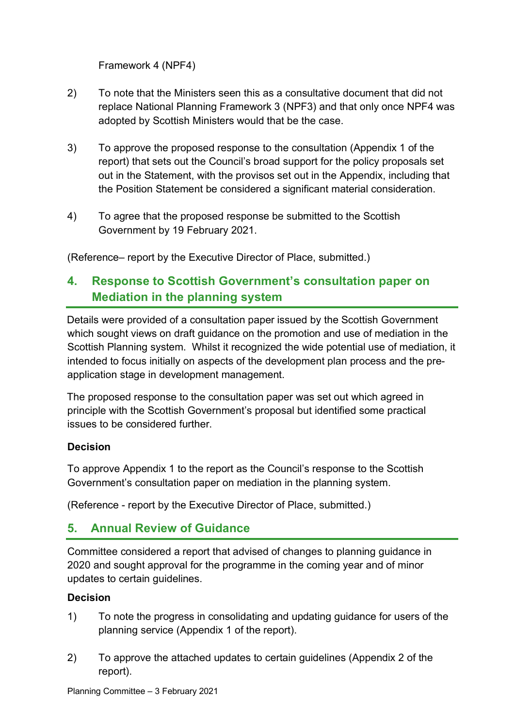Framework 4 (NPF4)

2) To note that the Ministers seen this as a consultative document that did not replace National Planning Framework 3 (NPF3) and that only once NPF4 was adopted by Scottish Ministers would that be the case.

3) To approve the proposed response to the consultation (Appendix 1 of the report) that sets out the Council's broad support for the policy proposals set out in the Statement, with the provisos set out in the Appendix, including that the Position Statement be considered a significant material consideration.

4) To agree that the proposed response be submitted to the Scottish Government by 19 February 2021.

(Reference– report by the Executive Director of Place, submitted.)

## 4. Response to Scottish Government's consultation paper on Mediation in the planning system

Details were provided of a consultation paper issued by the Scottish Government which sought views on draft guidance on the promotion and use of mediation in the Scottish Planning system. Whilst it recognized the wide potential use of mediation, it intended to focus initially on aspects of the development plan process and the pre-application stage in development management.

The proposed response to the consultation paper was set out which agreed in principle with the Scottish Government's proposal but identified some practical issues to be considered further.

**Decision**

To approve Appendix 1 to the report as the Council's response to the Scottish Government's consultation paper on mediation in the planning system.

(Reference - report by the Executive Director of Place, submitted.)

## 5. Annual Review of Guidance

Committee considered a report that advised of changes to planning guidance in 2020 and sought approval for the programme in the coming year and of minor updates to certain guidelines.

**Decision**

1) To note the progress in consolidating and updating guidance for users of the planning service (Appendix 1 of the report).

2) To approve the attached updates to certain guidelines (Appendix 2 of the report).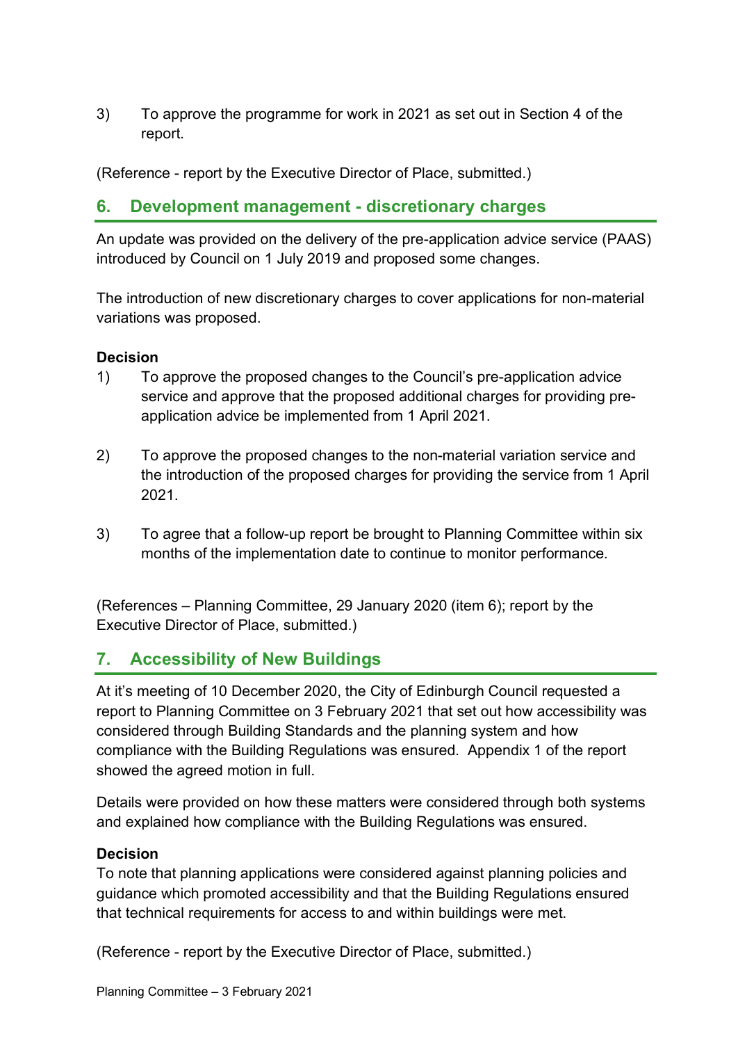3) To approve the programme for work in 2021 as set out in Section 4 of the report.

(Reference - report by the Executive Director of Place, submitted.)

## 6. Development management - discretionary charges

An update was provided on the delivery of the pre-application advice service (PAAS) introduced by Council on 1 July 2019 and proposed some changes.

The introduction of new discretionary charges to cover applications for non-material variations was proposed.

**Decision**

1) To approve the proposed changes to the Council's pre-application advice service and approve that the proposed additional charges for providing pre-application advice be implemented from 1 April 2021.

2) To approve the proposed changes to the non-material variation service and the introduction of the proposed charges for providing the service from 1 April 2021.

3) To agree that a follow-up report be brought to Planning Committee within six months of the implementation date to continue to monitor performance.

(References – Planning Committee, 29 January 2020 (item 6); report by the Executive Director of Place, submitted.)

## 7. Accessibility of New Buildings

At it's meeting of 10 December 2020, the City of Edinburgh Council requested a report to Planning Committee on 3 February 2021 that set out how accessibility was considered through Building Standards and the planning system and how compliance with the Building Regulations was ensured. Appendix 1 of the report showed the agreed motion in full.

Details were provided on how these matters were considered through both systems and explained how compliance with the Building Regulations was ensured.

**Decision**

To note that planning applications were considered against planning policies and guidance which promoted accessibility and that the Building Regulations ensured that technical requirements for access to and within buildings were met.

(Reference - report by the Executive Director of Place, submitted.)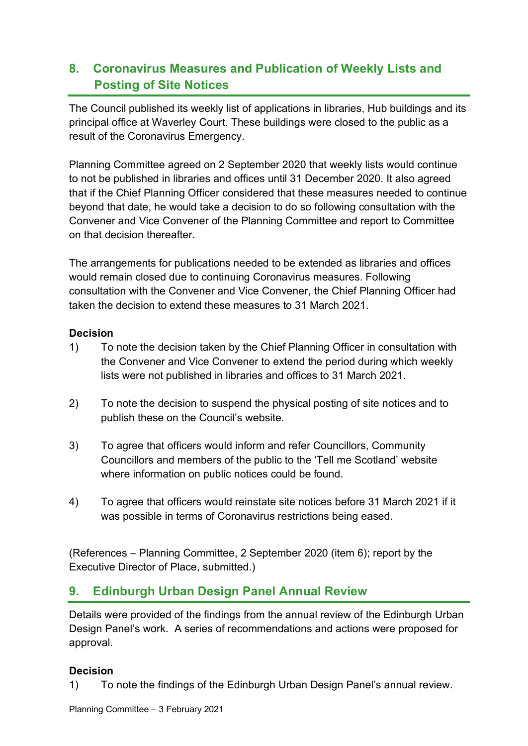## 8. Coronavirus Measures and Publication of Weekly Lists and Posting of Site Notices

The Council published its weekly list of applications in libraries, Hub buildings and its principal office at Waverley Court. These buildings were closed to the public as a result of the Coronavirus Emergency.

Planning Committee agreed on 2 September 2020 that weekly lists would continue to not be published in libraries and offices until 31 December 2020. It also agreed that if the Chief Planning Officer considered that these measures needed to continue beyond that date, he would take a decision to do so following consultation with the Convener and Vice Convener of the Planning Committee and report to Committee on that decision thereafter.

The arrangements for publications needed to be extended as libraries and offices would remain closed due to continuing Coronavirus measures. Following consultation with the Convener and Vice Convener, the Chief Planning Officer had taken the decision to extend these measures to 31 March 2021.

**Decision**

1) To note the decision taken by the Chief Planning Officer in consultation with the Convener and Vice Convener to extend the period during which weekly lists were not published in libraries and offices to 31 March 2021.

2) To note the decision to suspend the physical posting of site notices and to publish these on the Council's website.

3) To agree that officers would inform and refer Councillors, Community Councillors and members of the public to the 'Tell me Scotland' website where information on public notices could be found.

4) To agree that officers would reinstate site notices before 31 March 2021 if it was possible in terms of Coronavirus restrictions being eased.

(References – Planning Committee, 2 September 2020 (item 6); report by the Executive Director of Place, submitted.)

## 9. Edinburgh Urban Design Panel Annual Review

Details were provided of the findings from the annual review of the Edinburgh Urban Design Panel's work. A series of recommendations and actions were proposed for approval.

**Decision**

1) To note the findings of the Edinburgh Urban Design Panel's annual review.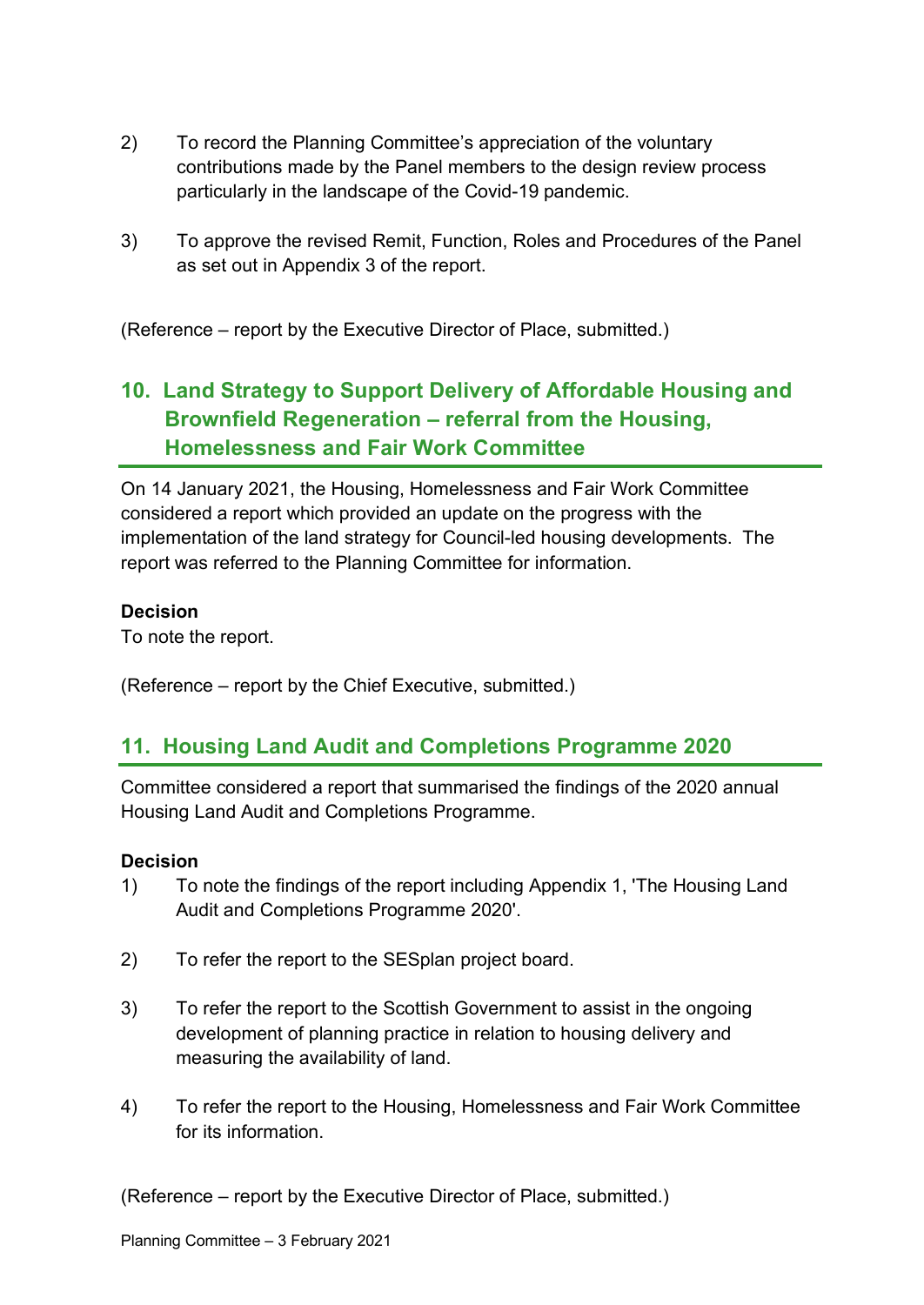2) To record the Planning Committee's appreciation of the voluntary contributions made by the Panel members to the design review process particularly in the landscape of the Covid-19 pandemic.

3) To approve the revised Remit, Function, Roles and Procedures of the Panel as set out in Appendix 3 of the report.

(Reference – report by the Executive Director of Place, submitted.)

## 10. Land Strategy to Support Delivery of Affordable Housing and Brownfield Regeneration – referral from the Housing, Homelessness and Fair Work Committee

On 14 January 2021, the Housing, Homelessness and Fair Work Committee considered a report which provided an update on the progress with the implementation of the land strategy for Council-led housing developments. The report was referred to the Planning Committee for information.

**Decision**

To note the report.

(Reference – report by the Chief Executive, submitted.)

## 11. Housing Land Audit and Completions Programme 2020

Committee considered a report that summarised the findings of the 2020 annual Housing Land Audit and Completions Programme.

**Decision**

1) To note the findings of the report including Appendix 1, 'The Housing Land Audit and Completions Programme 2020'.

2) To refer the report to the SESplan project board.

3) To refer the report to the Scottish Government to assist in the ongoing development of planning practice in relation to housing delivery and measuring the availability of land.

4) To refer the report to the Housing, Homelessness and Fair Work Committee for its information.

(Reference – report by the Executive Director of Place, submitted.)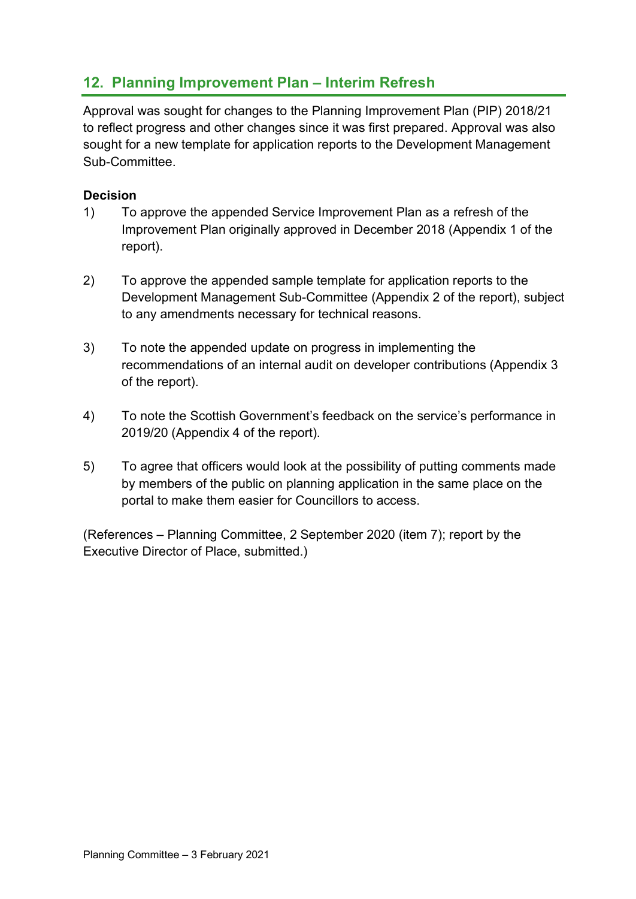## 12. Planning Improvement Plan – Interim Refresh

Approval was sought for changes to the Planning Improvement Plan (PIP) 2018/21 to reflect progress and other changes since it was first prepared. Approval was also sought for a new template for application reports to the Development Management Sub-Committee.

**Decision**

1) To approve the appended Service Improvement Plan as a refresh of the Improvement Plan originally approved in December 2018 (Appendix 1 of the report).

2) To approve the appended sample template for application reports to the Development Management Sub-Committee (Appendix 2 of the report), subject to any amendments necessary for technical reasons.

3) To note the appended update on progress in implementing the recommendations of an internal audit on developer contributions (Appendix 3 of the report).

4) To note the Scottish Government's feedback on the service's performance in 2019/20 (Appendix 4 of the report).

5) To agree that officers would look at the possibility of putting comments made by members of the public on planning application in the same place on the portal to make them easier for Councillors to access.

(References – Planning Committee, 2 September 2020 (item 7); report by the Executive Director of Place, submitted.)